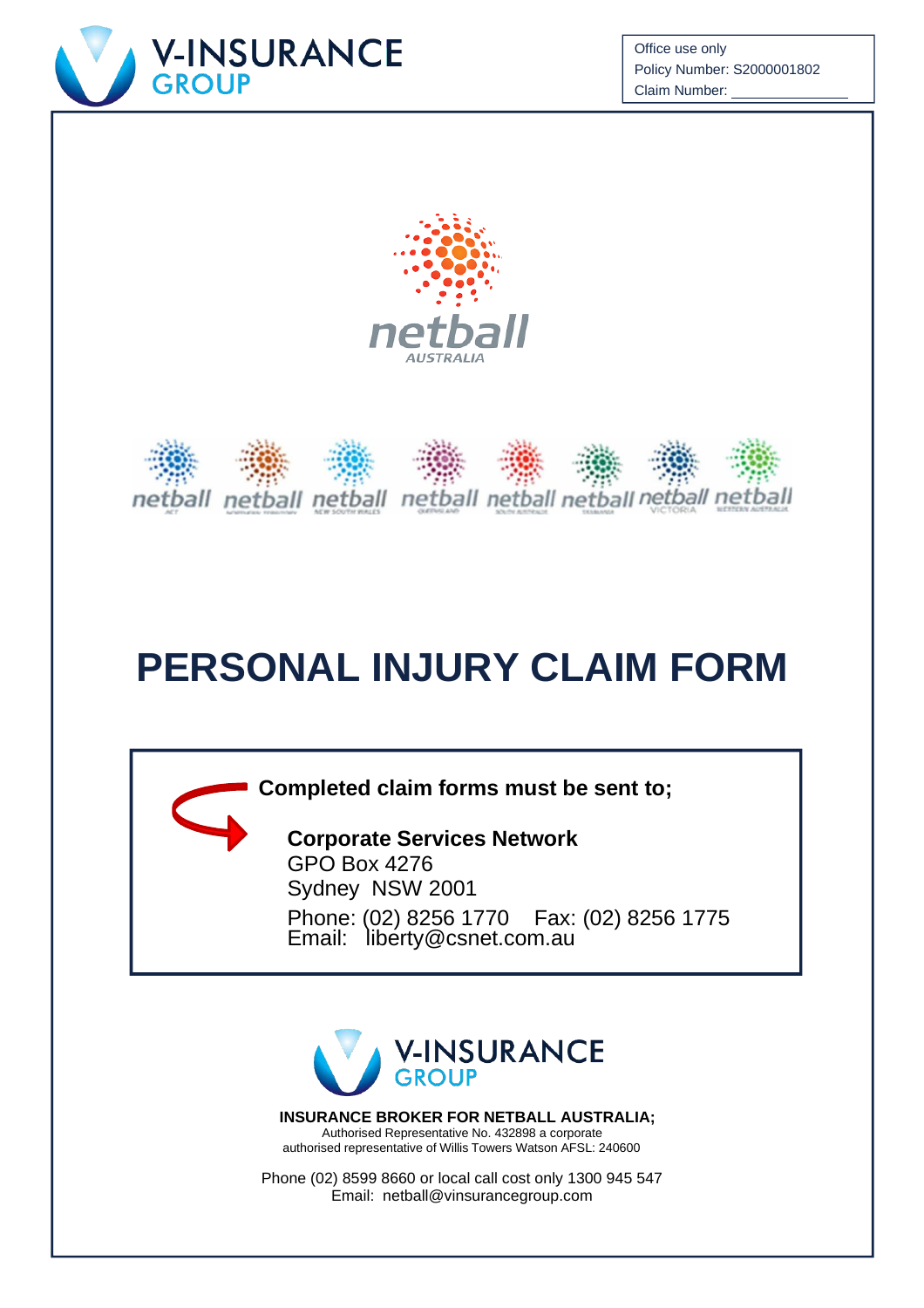V-INSURANCE GROUP

Office use only
Policy Number: S2000001802
Claim Number: \_\_\_\_\_\_\_\_\_\_\_\_\_\_

netball AUSTRALIA

# PERSONAL INJURY CLAIM FORM

**Completed claim forms must be sent to;**

**Corporate Services Network**
GPO Box 4276
Sydney NSW 2001
Phone: (02) 8256 1770 Fax: (02) 8256 1775
Email: liberty@csnet.com.au

V-INSURANCE GROUP

**INSURANCE BROKER FOR NETBALL AUSTRALIA;**
Authorised Representative No. 432898 a corporate authorised representative of Willis Towers Watson AFSL: 240600

Phone (02) 8599 8660 or local call cost only 1300 945 547
Email: netball@vinsurancegroup.com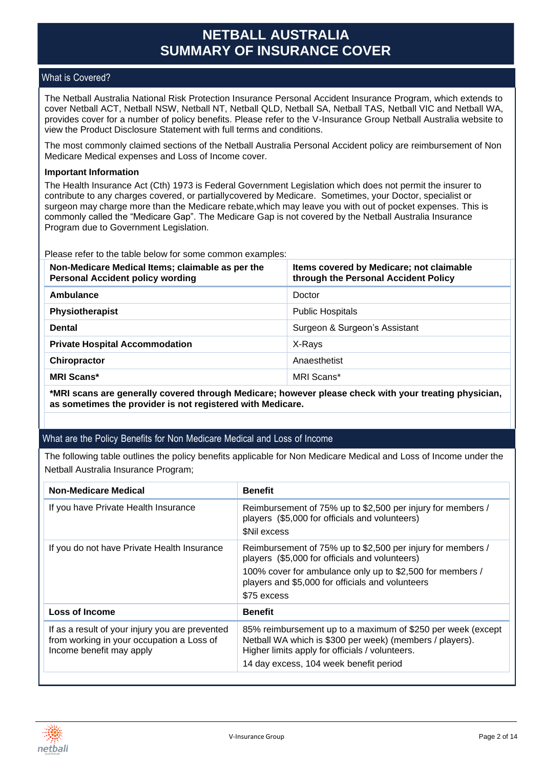# NETBALL AUSTRALIA
# SUMMARY OF INSURANCE COVER

## What is Covered?

The Netball Australia National Risk Protection Insurance Personal Accident Insurance Program, which extends to cover Netball ACT, Netball NSW, Netball NT, Netball QLD, Netball SA, Netball TAS, Netball VIC and Netball WA, provides cover for a number of policy benefits. Please refer to the V-Insurance Group Netball Australia website to view the Product Disclosure Statement with full terms and conditions.

The most commonly claimed sections of the Netball Australia Personal Accident policy are reimbursement of Non Medicare Medical expenses and Loss of Income cover.

**Important Information**

The Health Insurance Act (Cth) 1973 is Federal Government Legislation which does not permit the insurer to contribute to any charges covered, or partiallycovered by Medicare. Sometimes, your Doctor, specialist or surgeon may charge more than the Medicare rebate,which may leave you with out of pocket expenses. This is commonly called the "Medicare Gap". The Medicare Gap is not covered by the Netball Australia Insurance Program due to Government Legislation.

Please refer to the table below for some common examples:

| Non-Medicare Medical Items; claimable as per the Personal Accident policy wording | Items covered by Medicare; not claimable through the Personal Accident Policy |
|---|---|
| **Ambulance** | Doctor |
| **Physiotherapist** | Public Hospitals |
| **Dental** | Surgeon & Surgeon's Assistant |
| **Private Hospital Accommodation** | X-Rays |
| **Chiropractor** | Anaesthetist |
| **MRI Scans*** | MRI Scans* |

***MRI scans are generally covered through Medicare; however please check with your treating physician, as sometimes the provider is not registered with Medicare.**

## What are the Policy Benefits for Non Medicare Medical and Loss of Income

The following table outlines the policy benefits applicable for Non Medicare Medical and Loss of Income under the Netball Australia Insurance Program;

| Non-Medicare Medical | Benefit |
|---|---|
| If you have Private Health Insurance | Reimbursement of 75% up to $2,500 per injury for members / players ($5,000 for officials and volunteers)<br>$Nil excess |
| If you do not have Private Health Insurance | Reimbursement of 75% up to $2,500 per injury for members / players ($5,000 for officials and volunteers)<br>100% cover for ambulance only up to $2,500 for members / players and $5,000 for officials and volunteers<br>$75 excess |
| **Loss of Income** | **Benefit** |
| If as a result of your injury you are prevented from working in your occupation a Loss of Income benefit may apply | 85% reimbursement up to a maximum of $250 per week (except Netball WA which is $300 per week) (members / players). Higher limits apply for officials / volunteers.<br>14 day excess, 104 week benefit period |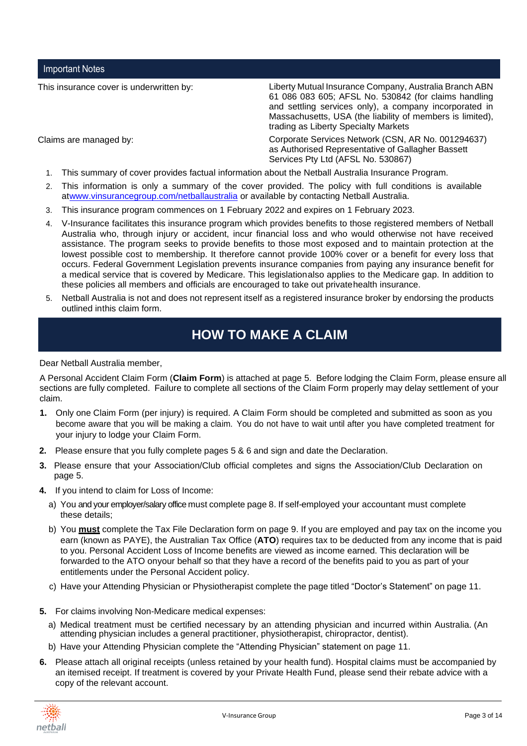## Important Notes

| | |
|---|---|
| This insurance cover is underwritten by: | Liberty Mutual Insurance Company, Australia Branch ABN 61 086 083 605; AFSL No. 530842 (for claims handling and settling services only), a company incorporated in Massachusetts, USA (the liability of members is limited), trading as Liberty Specialty Markets |
| Claims are managed by: | Corporate Services Network (CSN, AR No. 001294637) as Authorised Representative of Gallagher Bassett Services Pty Ltd (AFSL No. 530867) |

1. This summary of cover provides factual information about the Netball Australia Insurance Program.
2. This information is only a summary of the cover provided. The policy with full conditions is available atwww.vinsurancegroup.com/netballaustralia or available by contacting Netball Australia.
3. This insurance program commences on 1 February 2022 and expires on 1 February 2023.
4. V-Insurance facilitates this insurance program which provides benefits to those registered members of Netball Australia who, through injury or accident, incur financial loss and who would otherwise not have received assistance. The program seeks to provide benefits to those most exposed and to maintain protection at the lowest possible cost to membership. It therefore cannot provide 100% cover or a benefit for every loss that occurs. Federal Government Legislation prevents insurance companies from paying any insurance benefit for a medical service that is covered by Medicare. This legislationalso applies to the Medicare gap. In addition to these policies all members and officials are encouraged to take out privatehealth insurance.
5. Netball Australia is not and does not represent itself as a registered insurance broker by endorsing the products outlined inthis claim form.

# HOW TO MAKE A CLAIM

Dear Netball Australia member,

A Personal Accident Claim Form (**Claim Form**) is attached at page 5. Before lodging the Claim Form, please ensure all sections are fully completed. Failure to complete all sections of the Claim Form properly may delay settlement of your claim.

**1.** Only one Claim Form (per injury) is required. A Claim Form should be completed and submitted as soon as you become aware that you will be making a claim. You do not have to wait until after you have completed treatment for your injury to lodge your Claim Form.

**2.** Please ensure that you fully complete pages 5 & 6 and sign and date the Declaration.

**3.** Please ensure that your Association/Club official completes and signs the Association/Club Declaration on page 5.

**4.** If you intend to claim for Loss of Income:

a) You and your employer/salary office must complete page 8. If self-employed your accountant must complete these details;

b) You **must** complete the Tax File Declaration form on page 9. If you are employed and pay tax on the income you earn (known as PAYE), the Australian Tax Office (**ATO**) requires tax to be deducted from any income that is paid to you. Personal Accident Loss of Income benefits are viewed as income earned. This declaration will be forwarded to the ATO onyour behalf so that they have a record of the benefits paid to you as part of your entitlements under the Personal Accident policy.

c) Have your Attending Physician or Physiotherapist complete the page titled "Doctor's Statement" on page 11.

**5.** For claims involving Non-Medicare medical expenses:

a) Medical treatment must be certified necessary by an attending physician and incurred within Australia. (An attending physician includes a general practitioner, physiotherapist, chiropractor, dentist).

b) Have your Attending Physician complete the "Attending Physician" statement on page 11.

**6.** Please attach all original receipts (unless retained by your health fund). Hospital claims must be accompanied by an itemised receipt. If treatment is covered by your Private Health Fund, please send their rebate advice with a copy of the relevant account.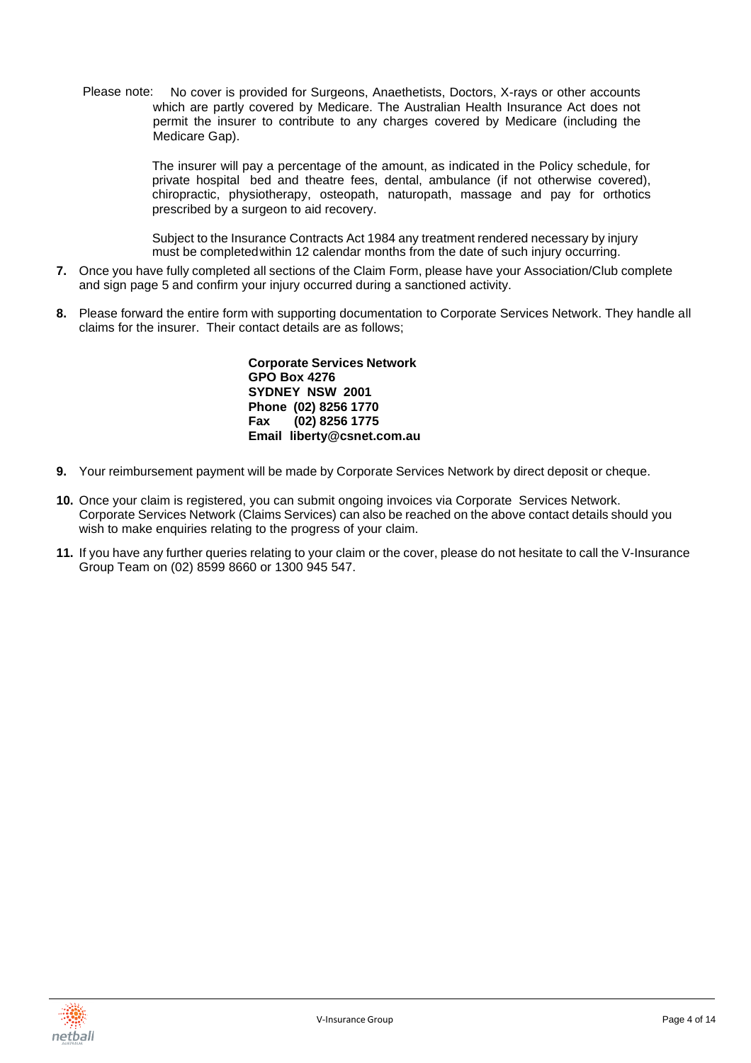Please note: No cover is provided for Surgeons, Anaethetists, Doctors, X-rays or other accounts which are partly covered by Medicare. The Australian Health Insurance Act does not permit the insurer to contribute to any charges covered by Medicare (including the Medicare Gap).

The insurer will pay a percentage of the amount, as indicated in the Policy schedule, for private hospital bed and theatre fees, dental, ambulance (if not otherwise covered), chiropractic, physiotherapy, osteopath, naturopath, massage and pay for orthotics prescribed by a surgeon to aid recovery.

Subject to the Insurance Contracts Act 1984 any treatment rendered necessary by injury must be completed within 12 calendar months from the date of such injury occurring.

7. Once you have fully completed all sections of the Claim Form, please have your Association/Club complete and sign page 5 and confirm your injury occurred during a sanctioned activity.

8. Please forward the entire form with supporting documentation to Corporate Services Network. They handle all claims for the insurer. Their contact details are as follows;

   **Corporate Services Network**
   **GPO Box 4276**
   **SYDNEY NSW 2001**
   **Phone (02) 8256 1770**
   **Fax (02) 8256 1775**
   **Email liberty@csnet.com.au**

9. Your reimbursement payment will be made by Corporate Services Network by direct deposit or cheque.

10. Once your claim is registered, you can submit ongoing invoices via Corporate Services Network. Corporate Services Network (Claims Services) can also be reached on the above contact details should you wish to make enquiries relating to the progress of your claim.

11. If you have any further queries relating to your claim or the cover, please do not hesitate to call the V-Insurance Group Team on (02) 8599 8660 or 1300 945 547.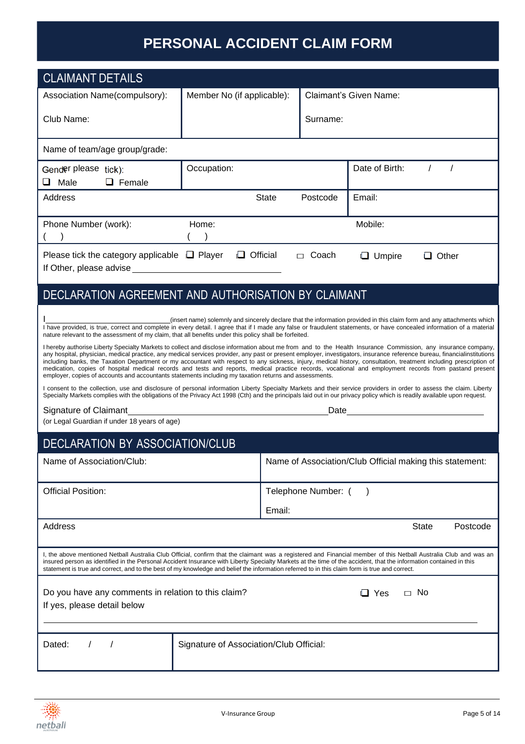# PERSONAL ACCIDENT CLAIM FORM

## CLAIMANT DETAILS

| Association Name(compulsory): | Member No (if applicable): | Claimant's Given Name: |
|---|---|---|
| Club Name: | | Surname: |

Name of team/age group/grade:

| Gender please tick): ☐ Male ☐ Female | Occupation: | Date of Birth: / / |
|---|---|---|
| Address | State Postcode | Email: |

| Phone Number (work): ( ) | Home: ( ) | Mobile: |
|---|---|---|

Please tick the category applicable ☐ Player ☐ Official ☐ Coach ☐ Umpire ☐ Other

If Other, please advise ______________________

## DECLARATION AGREEMENT AND AUTHORISATION BY CLAIMANT

I______________________(insert name) solemnly and sincerely declare that the information provided in this claim form and any attachments which I have provided, is true, correct and complete in every detail. I agree that if I made any false or fraudulent statements, or have concealed information of a material nature relevant to the assessment of my claim, that all benefits under this policy shall be forfeited.

I hereby authorise Liberty Specialty Markets to collect and disclose information about me from and to the Health Insurance Commission, any insurance company, any hospital, physician, medical practice, any medical services provider, any past or present employer, investigators, insurance reference bureau, financialinstitutions including banks, the Taxation Department or my accountant with respect to any sickness, injury, medical history, consultation, treatment including prescription of medication, copies of hospital medical records and tests and reports, medical practice records, vocational and employment records from pastand present employer, copies of accounts and accountants statements including my taxation returns and assessments.

I consent to the collection, use and disclosure of personal information Liberty Specialty Markets and their service providers in order to assess the claim. Liberty Specialty Markets complies with the obligations of the Privacy Act 1998 (Cth) and the principals laid out in our privacy policy which is readily available upon request.

Signature of Claimant______________________ Date______________

(or Legal Guardian if under 18 years of age)

## DECLARATION BY ASSOCIATION/CLUB

| Name of Association/Club: | Name of Association/Club Official making this statement: |
|---|---|
| Official Position: | Telephone Number: ( ) Email: |
| Address | State Postcode |

I, the above mentioned Netball Australia Club Official, confirm that the claimant was a registered and Financial member of this Netball Australia Club and was an insured person as identified in the Personal Accident Insurance with Liberty Specialty Markets at the time of the accident, that the information contained in this statement is true and correct, and to the best of my knowledge and belief the information referred to in this claim form is true and correct.

Do you have any comments in relation to this claim? ☐ Yes ☐ No

If yes, please detail below

______________________________________________

| Dated: / / | Signature of Association/Club Official: |
|---|---|

V-Insurance Group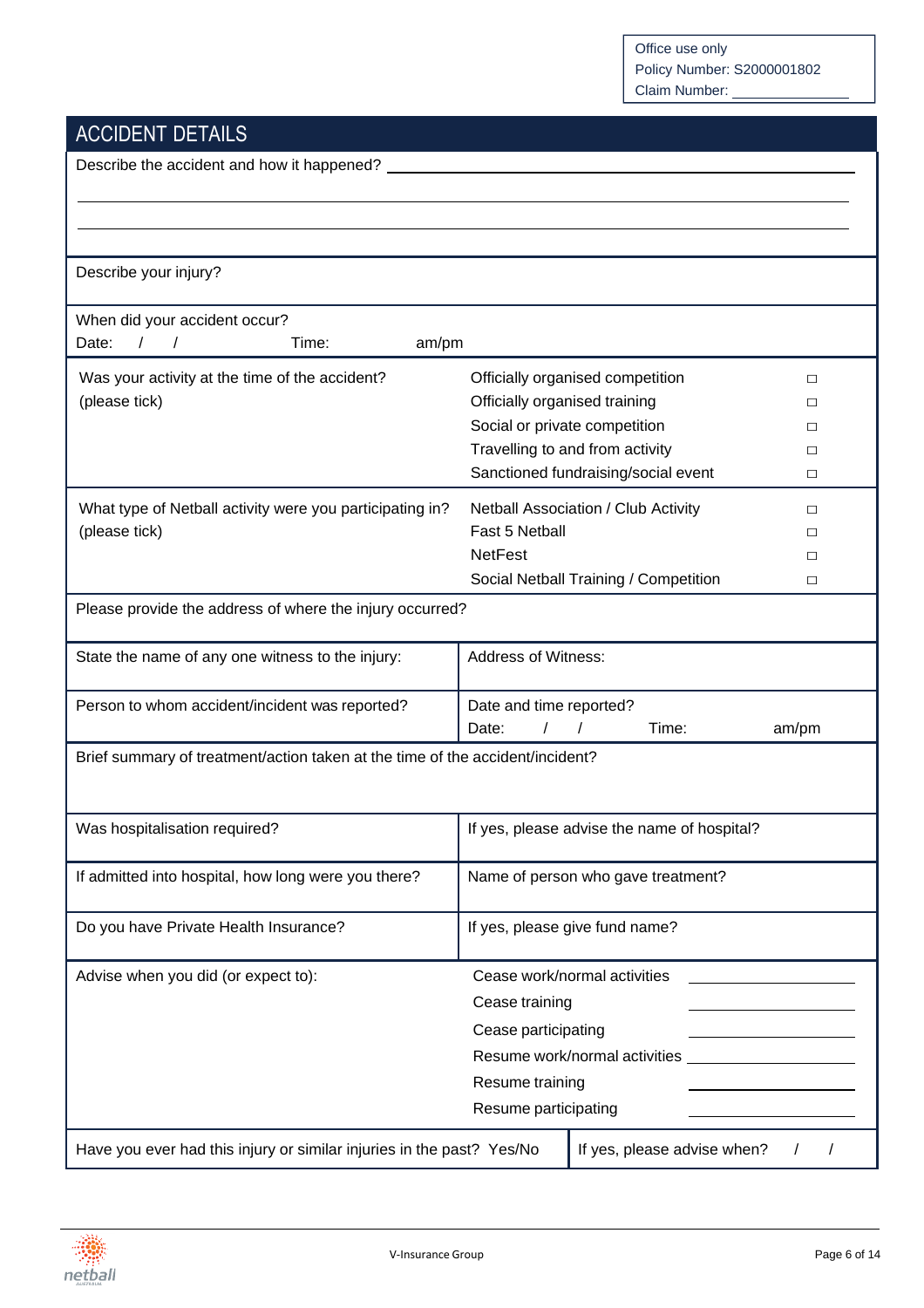Office use only
Policy Number: S2000001802
Claim Number: ______________

## ACCIDENT DETAILS

Describe the accident and how it happened? ____________________________________________

______________________________________________________________________________

______________________________________________________________________________

Describe your injury?

When did your accident occur?
Date: / / Time: am/pm

| Was your activity at the time of the accident? (please tick) | |
|---|---|
| Officially organised competition | ☐ |
| Officially organised training | ☐ |
| Social or private competition | ☐ |
| Travelling to and from activity | ☐ |
| Sanctioned fundraising/social event | ☐ |

| What type of Netball activity were you participating in? (please tick) | |
|---|---|
| Netball Association / Club Activity | ☐ |
| Fast 5 Netball | ☐ |
| NetFest | ☐ |
| Social Netball Training / Competition | ☐ |

Please provide the address of where the injury occurred?

| State the name of any one witness to the injury: | Address of Witness: |
|---|---|
| Person to whom accident/incident was reported? | Date and time reported? Date: / / Time: am/pm |

Brief summary of treatment/action taken at the time of the accident/incident?

| Was hospitalisation required? | If yes, please advise the name of hospital? |
|---|---|
| If admitted into hospital, how long were you there? | Name of person who gave treatment? |
| Do you have Private Health Insurance? | If yes, please give fund name? |

Advise when you did (or expect to):

- Cease work/normal activities ______________
- Cease training ______________
- Cease participating ______________
- Resume work/normal activities ______________
- Resume training ______________
- Resume participating ______________

| Have you ever had this injury or similar injuries in the past? Yes/No | If yes, please advise when? / / |
|---|---|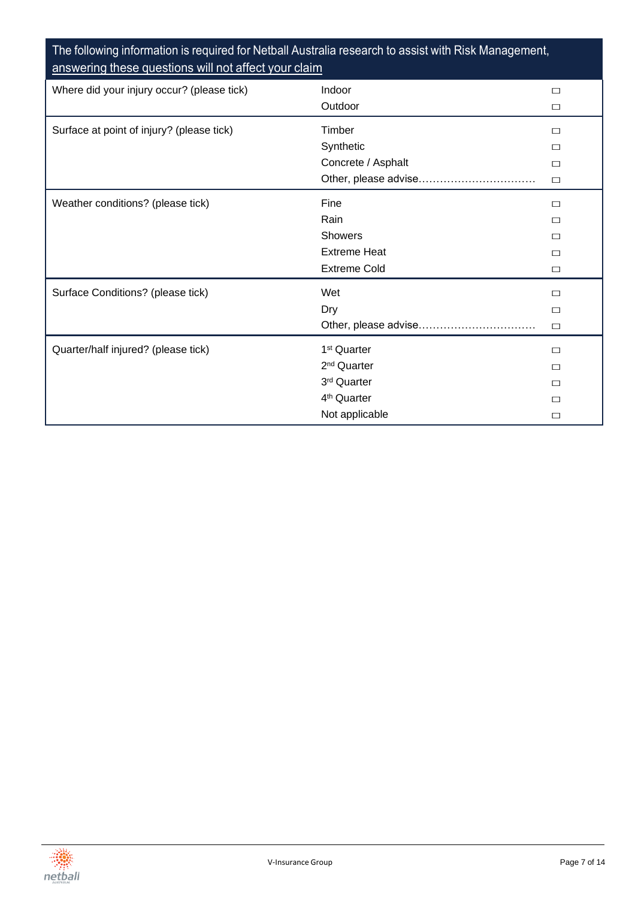| The following information is required for Netball Australia research to assist with Risk Management, <u>answering these questions will not affect your claim</u> | | |
|---|---|---|
| Where did your injury occur? (please tick) | Indoor | ☐ |
| | Outdoor | ☐ |
| Surface at point of injury? (please tick) | Timber | ☐ |
| | Synthetic | ☐ |
| | Concrete / Asphalt | ☐ |
| | Other, please advise……………………………… | ☐ |
| Weather conditions? (please tick) | Fine | ☐ |
| | Rain | ☐ |
| | Showers | ☐ |
| | Extreme Heat | ☐ |
| | Extreme Cold | ☐ |
| Surface Conditions? (please tick) | Wet | ☐ |
| | Dry | ☐ |
| | Other, please advise……………………………… | ☐ |
| Quarter/half injured? (please tick) | 1st Quarter | ☐ |
| | 2nd Quarter | ☐ |
| | 3rd Quarter | ☐ |
| | 4th Quarter | ☐ |
| | Not applicable | ☐ |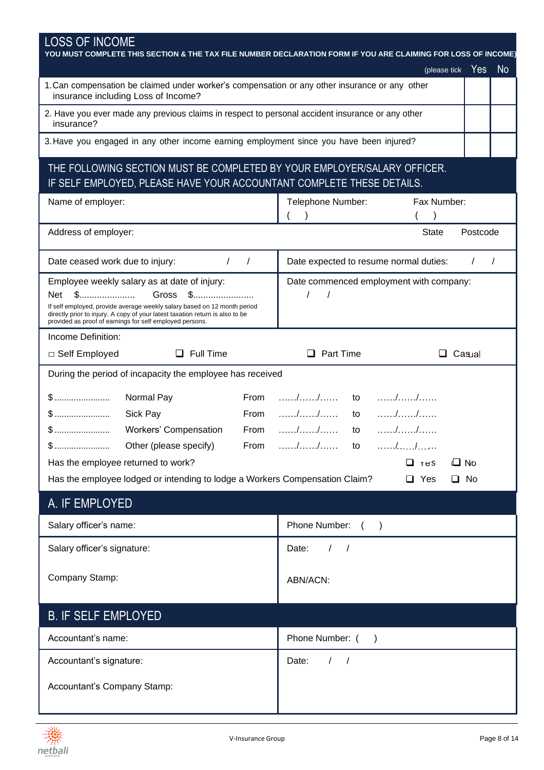## LOSS OF INCOME

**YOU MUST COMPLETE THIS SECTION & THE TAX FILE NUMBER DECLARATION FORM IF YOU ARE CLAIMING FOR LOSS OF INCOME)**

| (please tick | Yes | No |
|---|---|---|
| 1. Can compensation be claimed under worker's compensation or any other insurance or any other insurance including Loss of Income? | | |
| 2. Have you ever made any previous claims in respect to personal accident insurance or any other insurance? | | |
| 3. Have you engaged in any other income earning employment since you have been injured? | | |

## THE FOLLOWING SECTION MUST BE COMPLETED BY YOUR EMPLOYER/SALARY OFFICER. IF SELF EMPLOYED, PLEASE HAVE YOUR ACCOUNTANT COMPLETE THESE DETAILS.

| | |
|---|---|
| Name of employer: | Telephone Number: ( ) Fax Number: ( ) |
| Address of employer: | State Postcode |
| Date ceased work due to injury: / / | Date expected to resume normal duties: / / |
| Employee weekly salary as at date of injury: Net $...................... Gross $........................ If self employed, provide average weekly salary based on 12 month period directly prior to injury. A copy of your latest taxation return is also to be provided as proof of earnings for self employed persons. | Date commenced employment with company: / / |

Income Definition:

□ Self Employed ❑ Full Time ❑ Part Time ❑ Casual

During the period of incapacity the employee has received

| | | | | | |
|---|---|---|---|---|---|
| $....................... | Normal Pay | From | ....../....../...... | to | ....../....../...... |
| $....................... | Sick Pay | From | ....../....../...... | to | ....../....../...... |
| $....................... | Workers' Compensation | From | ....../....../...... | to | ....../....../...... |
| $....................... | Other (please specify) | From | ....../....../...... | to | ....../....../...... |

Has the employee returned to work? ❑ Yes ❑ No

Has the employee lodged or intending to lodge a Workers Compensation Claim? ❑ Yes ❑ No

## A. IF EMPLOYED

| | |
|---|---|
| Salary officer's name: | Phone Number: ( ) |
| Salary officer's signature: | Date: / / |
| Company Stamp: | ABN/ACN: |

## B. IF SELF EMPLOYED

| | |
|---|---|
| Accountant's name: | Phone Number: ( ) |
| Accountant's signature: | Date: / / |
| Accountant's Company Stamp: | |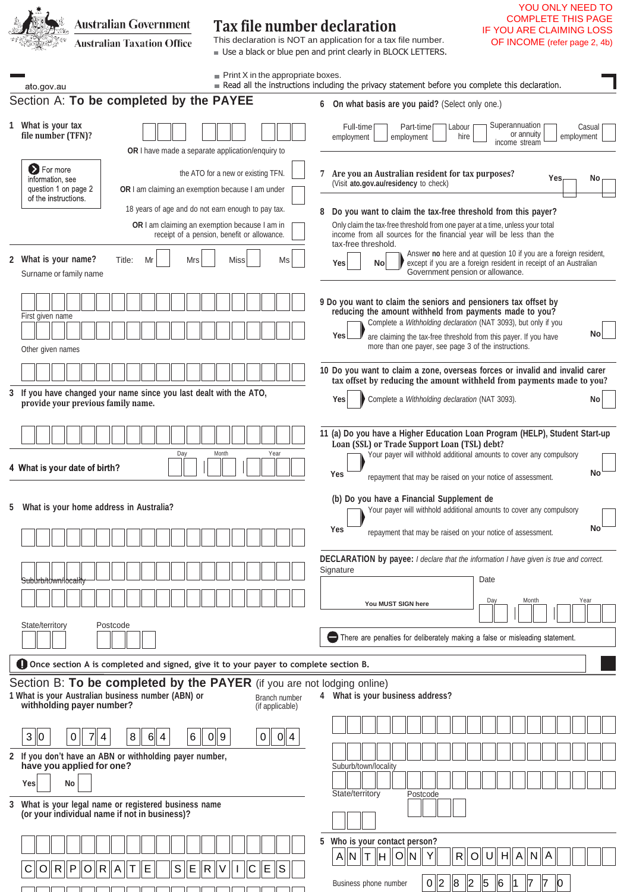Australian Government
Australian Taxation Office

# Tax file number declaration

This declaration is NOT an application for a tax file number.

- Use a black or blue pen and print clearly in BLOCK LETTERS.

YOU ONLY NEED TO COMPLETE THIS PAGE IF YOU ARE CLAIMING LOSS OF INCOME (refer page 2, 4b)

ato.gov.au

- Print X in the appropriate boxes.
- Read all the instructions including the privacy statement before you complete this declaration.

## Section A: **To be completed by the PAYEE**

**1 What is your tax file number (TFN)?**

For more information, see question 1 on page 2 of the instructions.

**OR** I have made a separate application/enquiry to the ATO for a new or existing TFN.

**OR** I am claiming an exemption because I am under 18 years of age and do not earn enough to pay tax.

**OR** I am claiming an exemption because I am in receipt of a pension, benefit or allowance.

**2 What is your name?** Title: Mr Mrs Miss Ms

Surname or family name

First given name

Other given names

**3 If you have changed your name since you last dealt with the ATO, provide your previous family name.**

**4 What is your date of birth?** Day Month Year

**5 What is your home address in Australia?**

Suburb/town/locality

State/territory Postcode

**6 On what basis are you paid?** (Select only one.)

Full-time employment | Part-time employment | Labour hire | Superannuation or annuity income stream | Casual employment

**7 Are you an Australian resident for tax purposes?** Yes No
(Visit **ato.gov.au/residency** to check)

**8 Do you want to claim the tax-free threshold from this payer?**

Only claim the tax-free threshold from one payer at a time, unless your total income from all sources for the financial year will be less than the tax-free threshold.

Yes No — Answer **no** here and at question 10 if you are a foreign resident, except if you are a foreign resident in receipt of an Australian Government pension or allowance.

**9 Do you want to claim the seniors and pensioners tax offset by reducing the amount withheld from payments made to you?**

Yes — Complete a *Withholding declaration* (NAT 3093), but only if you are claiming the tax-free threshold from this payer. If you have more than one payer, see page 3 of the instructions. No

**10 Do you want to claim a zone, overseas forces or invalid and invalid carer tax offset by reducing the amount withheld from payments made to you?**

Yes — Complete a *Withholding declaration* (NAT 3093). No

**11 (a) Do you have a Higher Education Loan Program (HELP), Student Start-up Loan (SSL) or Trade Support Loan (TSL) debt?**

Yes — Your payer will withhold additional amounts to cover any compulsory repayment that may be raised on your notice of assessment. No

**(b) Do you have a Financial Supplement de**

Yes — Your payer will withhold additional amounts to cover any compulsory repayment that may be raised on your notice of assessment. No

**DECLARATION by payee:** *I declare that the information I have given is true and correct.*

Signature — You MUST SIGN here

Date: Day Month Year

There are penalties for deliberately making a false or misleading statement.

**Once section A is completed and signed, give it to your payer to complete section B.**

## Section B: **To be completed by the PAYER** (if you are not lodging online)

**1 What is your Australian business number (ABN) or withholding payer number?**

3 0 0 7 4 8 6 4 6 0 9

Branch number (if applicable): 0 0 4

**2 If you don't have an ABN or withholding payer number, have you applied for one?**

Yes No

**3 What is your legal name or registered business name (or your individual name if not in business)?**

CORPORATE SERVICES

**4 What is your business address?**

Suburb/town/locality

State/territory Postcode

**5 Who is your contact person?**

ANTHONY ROUHANA

Business phone number: 02 8256 1770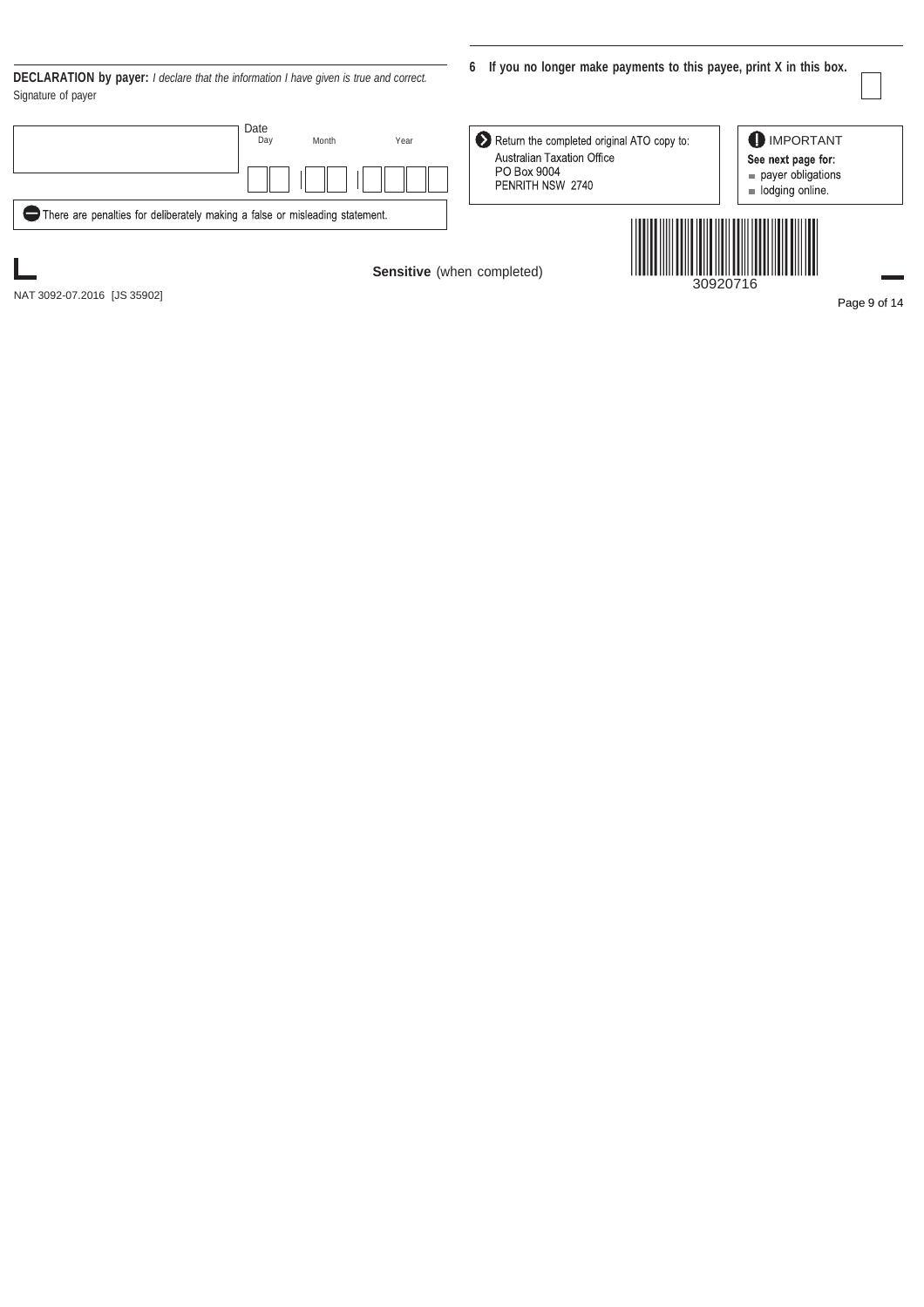**DECLARATION by payer:** *I declare that the information I have given is true and correct.*

Signature of payer

Date
Day Month Year

There are penalties for deliberately making a false or misleading statement.

**6 If you no longer make payments to this payee, print X in this box.**

Return the completed original ATO copy to:
Australian Taxation Office
PO Box 9004
PENRITH NSW 2740

**IMPORTANT**
**See next page for:**
- payer obligations
- lodging online.

30920716

**Sensitive** (when completed)

NAT 3092-07.2016 [JS 35902]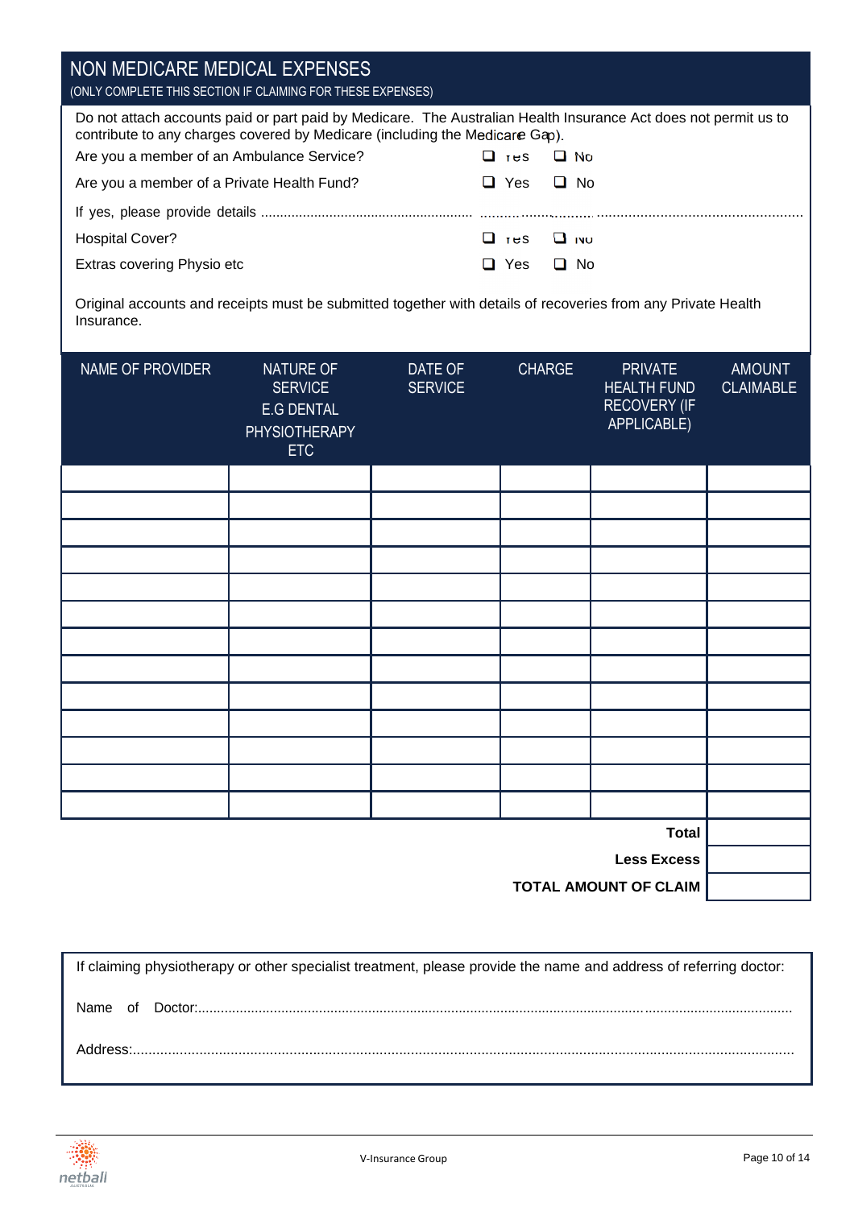## NON MEDICARE MEDICAL EXPENSES

(ONLY COMPLETE THIS SECTION IF CLAIMING FOR THESE EXPENSES)

Do not attach accounts paid or part paid by Medicare. The Australian Health Insurance Act does not permit us to contribute to any charges covered by Medicare (including the Medicare Gap).

Are you a member of an Ambulance Service? ❑ Yes ❑ No

Are you a member of a Private Health Fund? ❑ Yes ❑ No

If yes, please provide details ..........................................................................................................................................

Hospital Cover? ❑ Yes ❑ No

Extras covering Physio etc ❑ Yes ❑ No

Original accounts and receipts must be submitted together with details of recoveries from any Private Health Insurance.

| NAME OF PROVIDER | NATURE OF SERVICE E.G DENTAL PHYSIOTHERAPY ETC | DATE OF SERVICE | CHARGE | PRIVATE HEALTH FUND RECOVERY (IF APPLICABLE) | AMOUNT CLAIMABLE |
|---|---|---|---|---|---|
| | | | | | |
| | | | | | |
| | | | | | |
| | | | | | |
| | | | | | |
| | | | | | |
| | | | | | |
| | | | | | |
| | | | | | |
| | | | | | |
| | | | | | |
| | | | | | |
| | | | | | |
| | | | | **Total** | |
| | | | | **Less Excess** | |
| | | | | **TOTAL AMOUNT OF CLAIM** | |

If claiming physiotherapy or other specialist treatment, please provide the name and address of referring doctor:

Name of Doctor:..........................................................................................................................................

Address:..........................................................................................................................................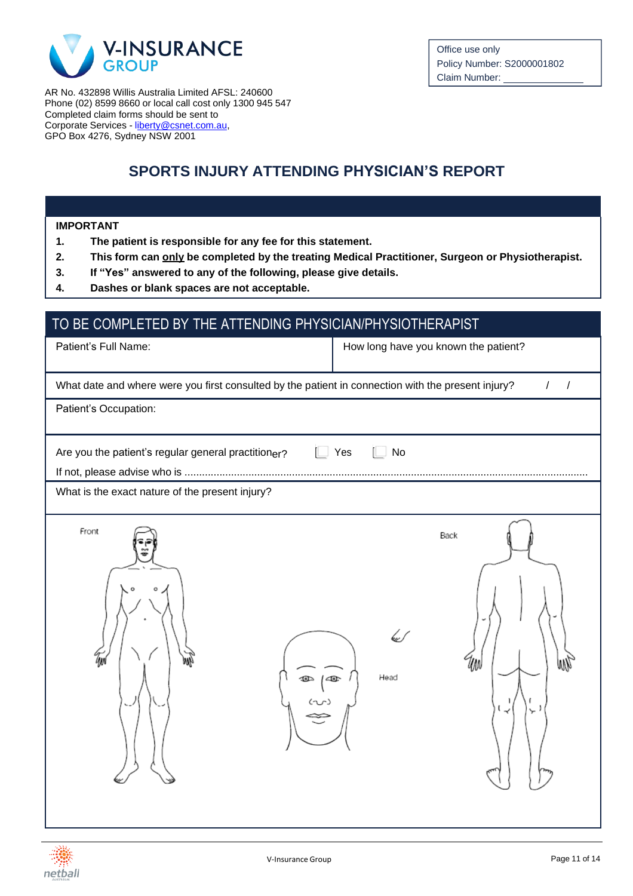V-INSURANCE GROUP

| Office use only |
| --- |
| Policy Number: S2000001802 |
| Claim Number: _______________ |

AR No. 432898 Willis Australia Limited AFSL: 240600
Phone (02) 8599 8660 or local call cost only 1300 945 547
Completed claim forms should be sent to
Corporate Services - liberty@csnet.com.au,
GPO Box 4276, Sydney NSW 2001

# SPORTS INJURY ATTENDING PHYSICIAN'S REPORT

**IMPORTANT**

1. **The patient is responsible for any fee for this statement.**
2. **This form can only be completed by the treating Medical Practitioner, Surgeon or Physiotherapist.**
3. **If "Yes" answered to any of the following, please give details.**
4. **Dashes or blank spaces are not acceptable.**

## TO BE COMPLETED BY THE ATTENDING PHYSICIAN/PHYSIOTHERAPIST

| Patient's Full Name: | How long have you known the patient? |
| --- | --- |

What date and where were you first consulted by the patient in connection with the present injury? / /

Patient's Occupation:

Are you the patient's regular general practitioner? ☐ Yes ☐ No

If not, please advise who is ..........................................................................................................................................

What is the exact nature of the present injury?

Front

Head

Back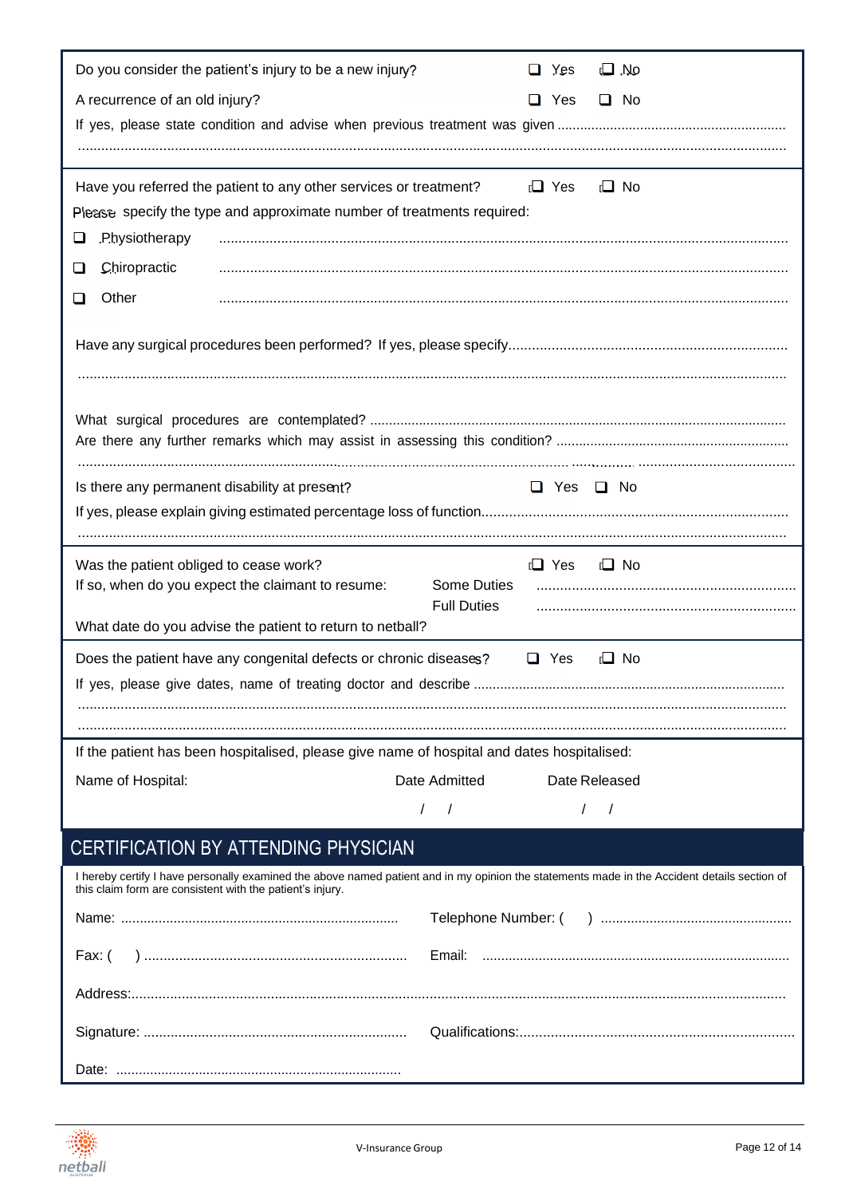Do you consider the patient's injury to be a new injury? ☐ Yes ☐ No

A recurrence of an old injury? ☐ Yes ☐ No

If yes, please state condition and advise when previous treatment was given ............................................................

..........................................................................................................................................................................

Have you referred the patient to any other services or treatment? ☐ Yes ☐ No

Please specify the type and approximate number of treatments required:

☐ Physiotherapy ..........................................................................................................................................

☐ Chiropractic ..........................................................................................................................................

☐ Other ..........................................................................................................................................

Have any surgical procedures been performed? If yes, please specify......................................................................

..........................................................................................................................................................................

What surgical procedures are contemplated? ............................................................................................................

Are there any further remarks which may assist in assessing this condition? .............................................................

..........................................................................................................................................................................

Is there any permanent disability at present? ☐ Yes ☐ No

If yes, please explain giving estimated percentage loss of function.............................................................................

..........................................................................................................................................................................

Was the patient obliged to cease work? ☐ Yes ☐ No

If so, when do you expect the claimant to resume: Some Duties ..................................................................

Full Duties ..................................................................

What date do you advise the patient to return to netball?

Does the patient have any congenital defects or chronic diseases? ☐ Yes ☐ No

If yes, please give dates, name of treating doctor and describe .................................................................................

..........................................................................................................................................................................

..........................................................................................................................................................................

If the patient has been hospitalised, please give name of hospital and dates hospitalised:

| Name of Hospital: | Date Admitted | Date Released |
|---|---|---|
| | / / | / / |

## CERTIFICATION BY ATTENDING PHYSICIAN

I hereby certify I have personally examined the above named patient and in my opinion the statements made in the Accident details section of this claim form are consistent with the patient's injury.

Name: ........................................................................ Telephone Number: ( ) ..................................................

Fax: ( ) .................................................................... Email: ................................................................................

Address:......................................................................................................................................................................

Signature: .................................................................... Qualifications:......................................................................

Date: ...........................................................................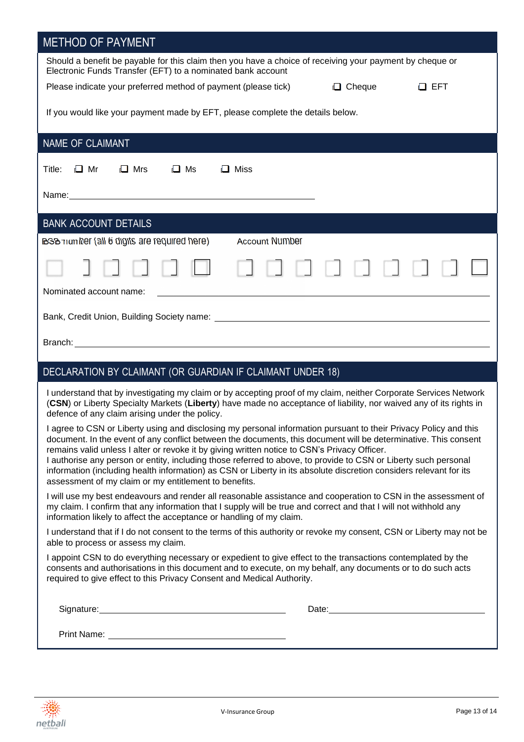## METHOD OF PAYMENT

Should a benefit be payable for this claim then you have a choice of receiving your payment by cheque or Electronic Funds Transfer (EFT) to a nominated bank account

Please indicate your preferred method of payment (please tick) ☐ Cheque ☐ EFT

If you would like your payment made by EFT, please complete the details below.

## NAME OF CLAIMANT

Title: ☐ Mr ☐ Mrs ☐ Ms ☐ Miss

Name: ______________________________

## BANK ACCOUNT DETAILS

BSB number (all 6 digits are required here) Account Number

☐ ☐ ☐ ☐ ☐ ☐ ☐ ☐ ☐ ☐ ☐ ☐ ☐ ☐ ☐

Nominated account name: ______________________________

Bank, Credit Union, Building Society name: ______________________________

Branch: ______________________________

## DECLARATION BY CLAIMANT (OR GUARDIAN IF CLAIMANT UNDER 18)

I understand that by investigating my claim or by accepting proof of my claim, neither Corporate Services Network (**CSN**) or Liberty Specialty Markets (**Liberty**) have made no acceptance of liability, nor waived any of its rights in defence of any claim arising under the policy.

I agree to CSN or Liberty using and disclosing my personal information pursuant to their Privacy Policy and this document. In the event of any conflict between the documents, this document will be determinative. This consent remains valid unless I alter or revoke it by giving written notice to CSN's Privacy Officer.
I authorise any person or entity, including those referred to above, to provide to CSN or Liberty such personal information (including health information) as CSN or Liberty in its absolute discretion considers relevant for its assessment of my claim or my entitlement to benefits.

I will use my best endeavours and render all reasonable assistance and cooperation to CSN in the assessment of my claim. I confirm that any information that I supply will be true and correct and that I will not withhold any information likely to affect the acceptance or handling of my claim.

I understand that if I do not consent to the terms of this authority or revoke my consent, CSN or Liberty may not be able to process or assess my claim.

I appoint CSN to do everything necessary or expedient to give effect to the transactions contemplated by the consents and authorisations in this document and to execute, on my behalf, any documents or to do such acts required to give effect to this Privacy Consent and Medical Authority.

Signature: ______________________________ Date: ______________________________

Print Name: ______________________________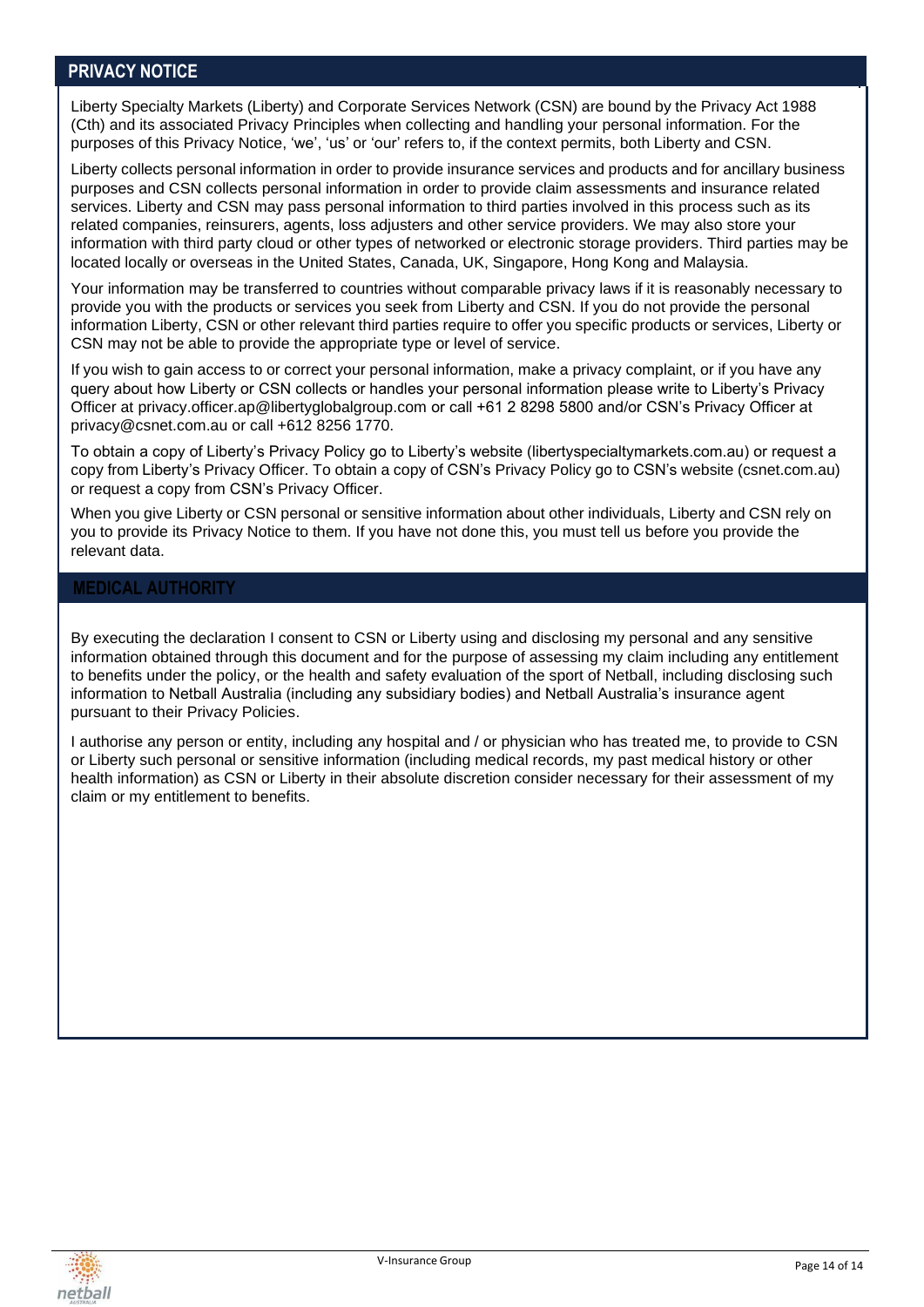## PRIVACY NOTICE

Liberty Specialty Markets (Liberty) and Corporate Services Network (CSN) are bound by the Privacy Act 1988 (Cth) and its associated Privacy Principles when collecting and handling your personal information. For the purposes of this Privacy Notice, 'we', 'us' or 'our' refers to, if the context permits, both Liberty and CSN.

Liberty collects personal information in order to provide insurance services and products and for ancillary business purposes and CSN collects personal information in order to provide claim assessments and insurance related services. Liberty and CSN may pass personal information to third parties involved in this process such as its related companies, reinsurers, agents, loss adjusters and other service providers. We may also store your information with third party cloud or other types of networked or electronic storage providers. Third parties may be located locally or overseas in the United States, Canada, UK, Singapore, Hong Kong and Malaysia.

Your information may be transferred to countries without comparable privacy laws if it is reasonably necessary to provide you with the products or services you seek from Liberty and CSN. If you do not provide the personal information Liberty, CSN or other relevant third parties require to offer you specific products or services, Liberty or CSN may not be able to provide the appropriate type or level of service.

If you wish to gain access to or correct your personal information, make a privacy complaint, or if you have any query about how Liberty or CSN collects or handles your personal information please write to Liberty's Privacy Officer at privacy.officer.ap@libertyglobalgroup.com or call +61 2 8298 5800 and/or CSN's Privacy Officer at privacy@csnet.com.au or call +612 8256 1770.

To obtain a copy of Liberty's Privacy Policy go to Liberty's website (libertyspecialtymarkets.com.au) or request a copy from Liberty's Privacy Officer. To obtain a copy of CSN's Privacy Policy go to CSN's website (csnet.com.au) or request a copy from CSN's Privacy Officer.

When you give Liberty or CSN personal or sensitive information about other individuals, Liberty and CSN rely on you to provide its Privacy Notice to them. If you have not done this, you must tell us before you provide the relevant data.

## MEDICAL AUTHORITY

By executing the declaration I consent to CSN or Liberty using and disclosing my personal and any sensitive information obtained through this document and for the purpose of assessing my claim including any entitlement to benefits under the policy, or the health and safety evaluation of the sport of Netball, including disclosing such information to Netball Australia (including any subsidiary bodies) and Netball Australia's insurance agent pursuant to their Privacy Policies.

I authorise any person or entity, including any hospital and / or physician who has treated me, to provide to CSN or Liberty such personal or sensitive information (including medical records, my past medical history or other health information) as CSN or Liberty in their absolute discretion consider necessary for their assessment of my claim or my entitlement to benefits.